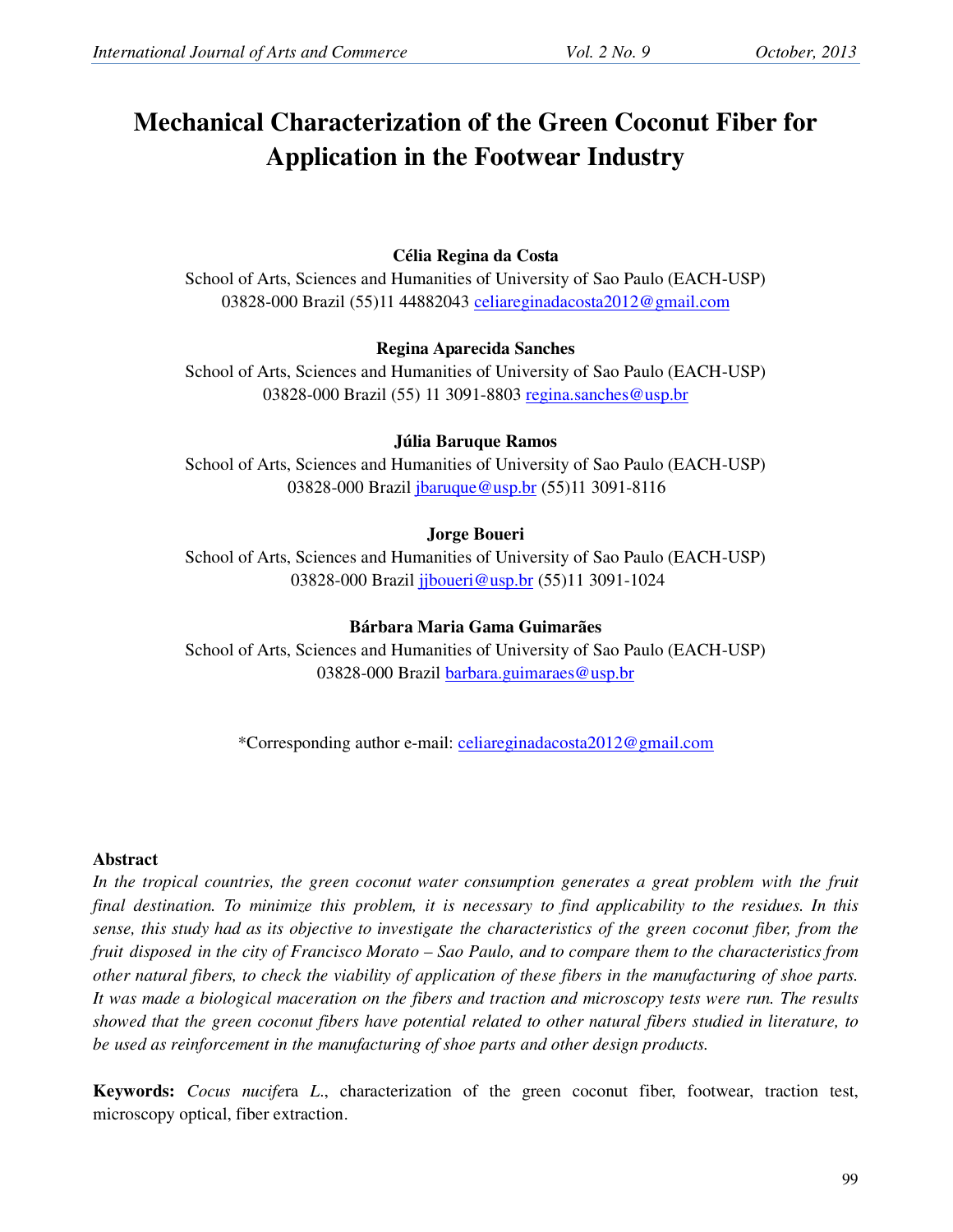# Mechanical Characterization of the Green Coconut Fiber for Application in the Footwear Industry

**Célia Regina da Costa**
School of Arts, Sciences and Humanities of University of Sao Paulo (EACH-USP)
03828-000 Brazil (55)11 44882043 celiareginadacosta2012@gmail.com

**Regina Aparecida Sanches**
School of Arts, Sciences and Humanities of University of Sao Paulo (EACH-USP)
03828-000 Brazil (55) 11 3091-8803 regina.sanches@usp.br

**Júlia Baruque Ramos**
School of Arts, Sciences and Humanities of University of Sao Paulo (EACH-USP)
03828-000 Brazil jbaruque@usp.br (55)11 3091-8116

**Jorge Boueri**
School of Arts, Sciences and Humanities of University of Sao Paulo (EACH-USP)
03828-000 Brazil jjboueri@usp.br (55)11 3091-1024

**Bárbara Maria Gama Guimarães**
School of Arts, Sciences and Humanities of University of Sao Paulo (EACH-USP)
03828-000 Brazil barbara.guimaraes@usp.br

*Corresponding author e-mail: celiareginadacosta2012@gmail.com

## Abstract

*In the tropical countries, the green coconut water consumption generates a great problem with the fruit final destination. To minimize this problem, it is necessary to find applicability to the residues. In this sense, this study had as its objective to investigate the characteristics of the green coconut fiber, from the fruit disposed in the city of Francisco Morato – Sao Paulo, and to compare them to the characteristics from other natural fibers, to check the viability of application of these fibers in the manufacturing of shoe parts. It was made a biological maceration on the fibers and traction and microscopy tests were run. The results showed that the green coconut fibers have potential related to other natural fibers studied in literature, to be used as reinforcement in the manufacturing of shoe parts and other design products.*

**Keywords:** *Cocus nucife*ra *L.*, characterization of the green coconut fiber, footwear, traction test, microscopy optical, fiber extraction.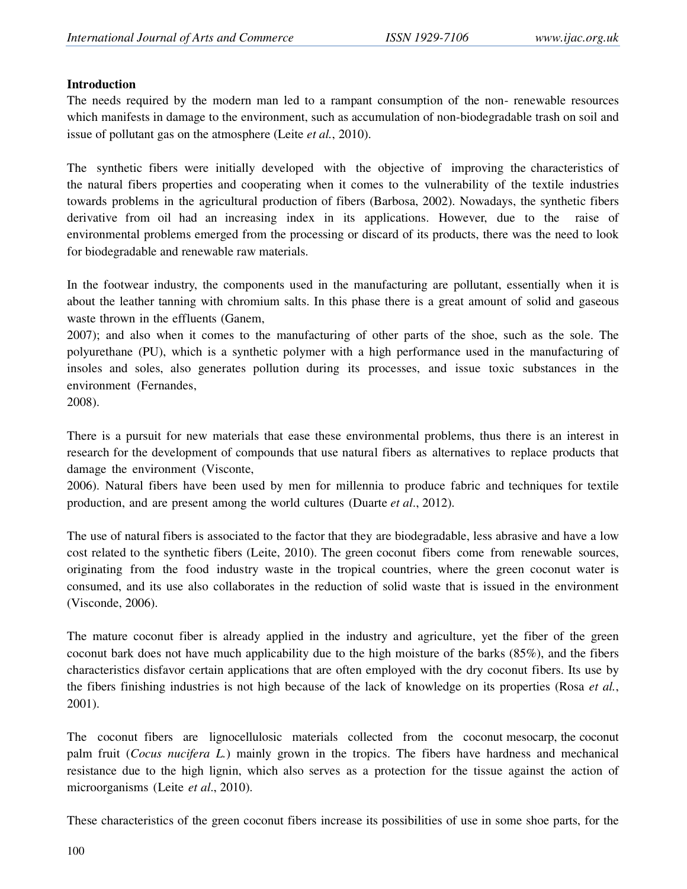## Introduction

The needs required by the modern man led to a rampant consumption of the non- renewable resources which manifests in damage to the environment, such as accumulation of non-biodegradable trash on soil and issue of pollutant gas on the atmosphere (Leite *et al.*, 2010).

The synthetic fibers were initially developed with the objective of improving the characteristics of the natural fibers properties and cooperating when it comes to the vulnerability of the textile industries towards problems in the agricultural production of fibers (Barbosa, 2002). Nowadays, the synthetic fibers derivative from oil had an increasing index in its applications. However, due to the raise of environmental problems emerged from the processing or discard of its products, there was the need to look for biodegradable and renewable raw materials.

In the footwear industry, the components used in the manufacturing are pollutant, essentially when it is about the leather tanning with chromium salts. In this phase there is a great amount of solid and gaseous waste thrown in the effluents (Ganem, 2007); and also when it comes to the manufacturing of other parts of the shoe, such as the sole. The polyurethane (PU), which is a synthetic polymer with a high performance used in the manufacturing of insoles and soles, also generates pollution during its processes, and issue toxic substances in the environment (Fernandes, 2008).

There is a pursuit for new materials that ease these environmental problems, thus there is an interest in research for the development of compounds that use natural fibers as alternatives to replace products that damage the environment (Visconte, 2006). Natural fibers have been used by men for millennia to produce fabric and techniques for textile production, and are present among the world cultures (Duarte *et al*., 2012).

The use of natural fibers is associated to the factor that they are biodegradable, less abrasive and have a low cost related to the synthetic fibers (Leite, 2010). The green coconut fibers come from renewable sources, originating from the food industry waste in the tropical countries, where the green coconut water is consumed, and its use also collaborates in the reduction of solid waste that is issued in the environment (Visconde, 2006).

The mature coconut fiber is already applied in the industry and agriculture, yet the fiber of the green coconut bark does not have much applicability due to the high moisture of the barks (85%), and the fibers characteristics disfavor certain applications that are often employed with the dry coconut fibers. Its use by the fibers finishing industries is not high because of the lack of knowledge on its properties (Rosa *et al.*, 2001).

The coconut fibers are lignocellulosic materials collected from the coconut mesocarp, the coconut palm fruit (*Cocus nucifera L.*) mainly grown in the tropics. The fibers have hardness and mechanical resistance due to the high lignin, which also serves as a protection for the tissue against the action of microorganisms (Leite *et al*., 2010).

These characteristics of the green coconut fibers increase its possibilities of use in some shoe parts, for the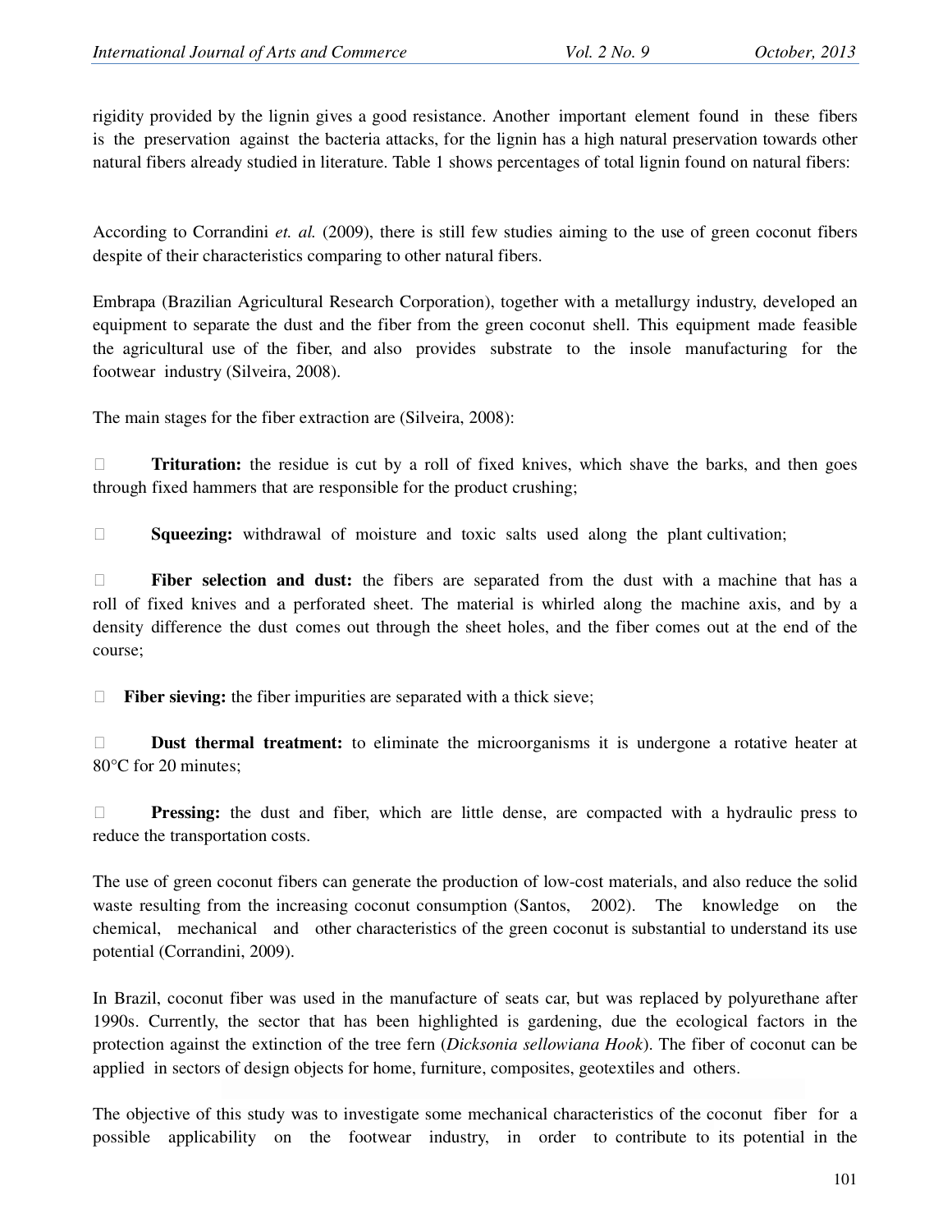rigidity provided by the lignin gives a good resistance. Another important element found in these fibers is the preservation against the bacteria attacks, for the lignin has a high natural preservation towards other natural fibers already studied in literature. Table 1 shows percentages of total lignin found on natural fibers:

According to Corrandini *et. al.* (2009), there is still few studies aiming to the use of green coconut fibers despite of their characteristics comparing to other natural fibers.

Embrapa (Brazilian Agricultural Research Corporation), together with a metallurgy industry, developed an equipment to separate the dust and the fiber from the green coconut shell. This equipment made feasible the agricultural use of the fiber, and also provides substrate to the insole manufacturing for the footwear industry (Silveira, 2008).

The main stages for the fiber extraction are (Silveira, 2008):

- **Trituration:** the residue is cut by a roll of fixed knives, which shave the barks, and then goes through fixed hammers that are responsible for the product crushing;
- **Squeezing:** withdrawal of moisture and toxic salts used along the plant cultivation;
- **Fiber selection and dust:** the fibers are separated from the dust with a machine that has a roll of fixed knives and a perforated sheet. The material is whirled along the machine axis, and by a density difference the dust comes out through the sheet holes, and the fiber comes out at the end of the course;
- **Fiber sieving:** the fiber impurities are separated with a thick sieve;
- **Dust thermal treatment:** to eliminate the microorganisms it is undergone a rotative heater at 80°C for 20 minutes;
- **Pressing:** the dust and fiber, which are little dense, are compacted with a hydraulic press to reduce the transportation costs.

The use of green coconut fibers can generate the production of low-cost materials, and also reduce the solid waste resulting from the increasing coconut consumption (Santos, 2002). The knowledge on the chemical, mechanical and other characteristics of the green coconut is substantial to understand its use potential (Corrandini, 2009).

In Brazil, coconut fiber was used in the manufacture of seats car, but was replaced by polyurethane after 1990s. Currently, the sector that has been highlighted is gardening, due the ecological factors in the protection against the extinction of the tree fern (*Dicksonia sellowiana Hook*). The fiber of coconut can be applied in sectors of design objects for home, furniture, composites, geotextiles and others.

The objective of this study was to investigate some mechanical characteristics of the coconut fiber for a possible applicability on the footwear industry, in order to contribute to its potential in the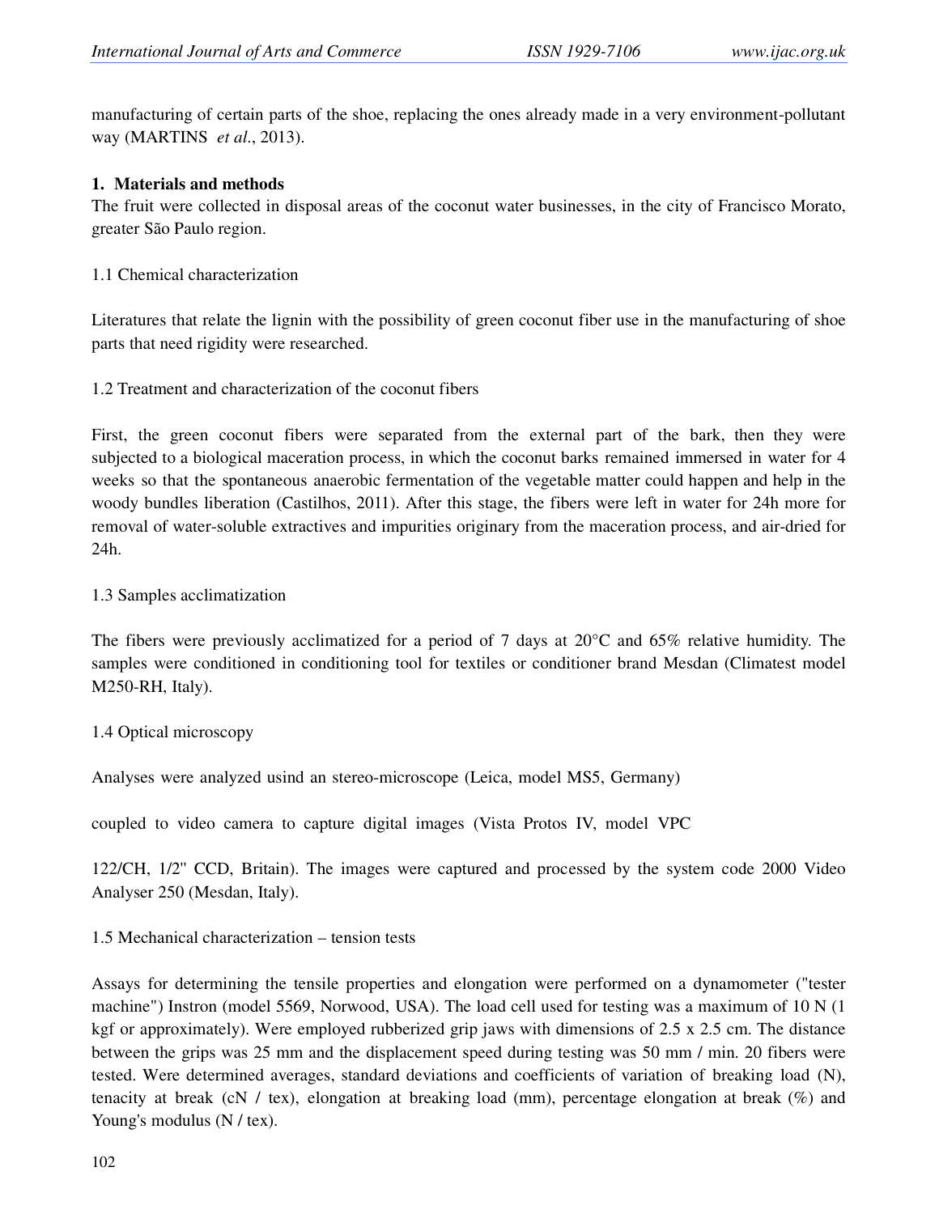manufacturing of certain parts of the shoe, replacing the ones already made in a very environment-pollutant way (MARTINS *et al*., 2013).

## 1. Materials and methods

The fruit were collected in disposal areas of the coconut water businesses, in the city of Francisco Morato, greater São Paulo region.

### 1.1 Chemical characterization

Literatures that relate the lignin with the possibility of green coconut fiber use in the manufacturing of shoe parts that need rigidity were researched.

### 1.2 Treatment and characterization of the coconut fibers

First, the green coconut fibers were separated from the external part of the bark, then they were subjected to a biological maceration process, in which the coconut barks remained immersed in water for 4 weeks so that the spontaneous anaerobic fermentation of the vegetable matter could happen and help in the woody bundles liberation (Castilhos, 2011). After this stage, the fibers were left in water for 24h more for removal of water-soluble extractives and impurities originary from the maceration process, and air-dried for 24h.

### 1.3 Samples acclimatization

The fibers were previously acclimatized for a period of 7 days at 20°C and 65% relative humidity. The samples were conditioned in conditioning tool for textiles or conditioner brand Mesdan (Climatest model M250-RH, Italy).

### 1.4 Optical microscopy

Analyses were analyzed usind an stereo-microscope (Leica, model MS5, Germany)

coupled to video camera to capture digital images (Vista Protos IV, model VPC

122/CH, 1/2" CCD, Britain). The images were captured and processed by the system code 2000 Video Analyser 250 (Mesdan, Italy).

### 1.5 Mechanical characterization – tension tests

Assays for determining the tensile properties and elongation were performed on a dynamometer ("tester machine") Instron (model 5569, Norwood, USA). The load cell used for testing was a maximum of 10 N (1 kgf or approximately). Were employed rubberized grip jaws with dimensions of 2.5 x 2.5 cm. The distance between the grips was 25 mm and the displacement speed during testing was 50 mm / min. 20 fibers were tested. Were determined averages, standard deviations and coefficients of variation of breaking load (N), tenacity at break (cN / tex), elongation at breaking load (mm), percentage elongation at break (%) and Young's modulus (N / tex).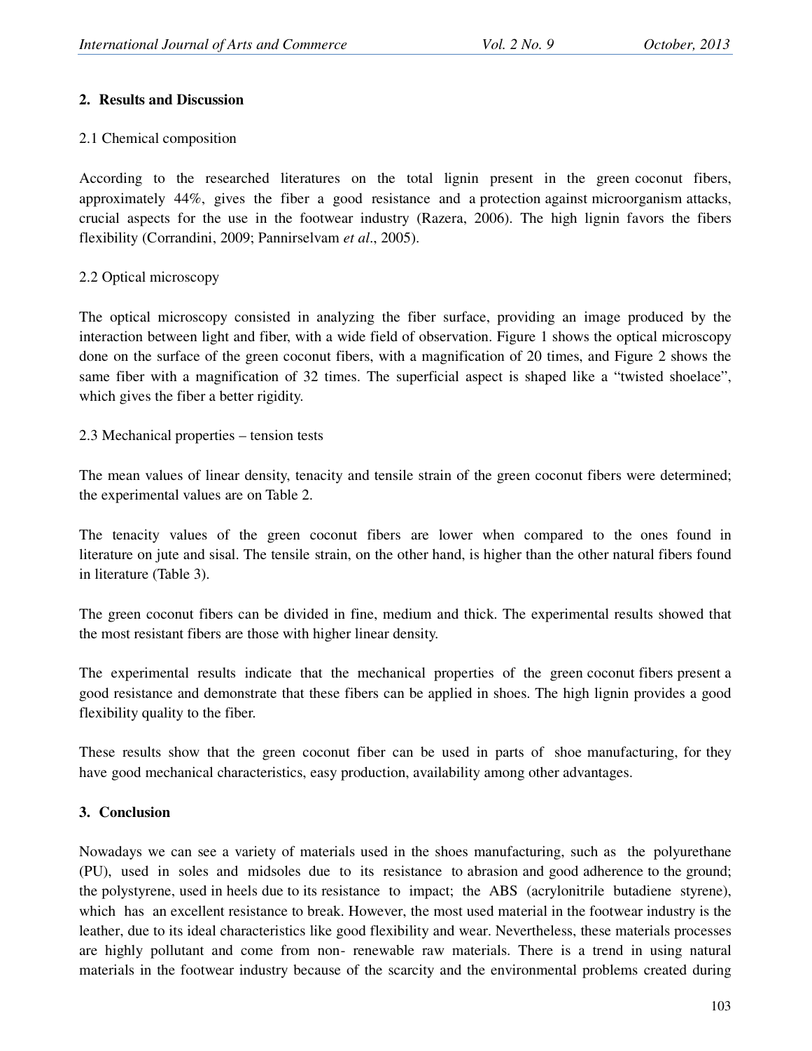## 2. Results and Discussion

### 2.1 Chemical composition

According to the researched literatures on the total lignin present in the green coconut fibers, approximately 44%, gives the fiber a good resistance and a protection against microorganism attacks, crucial aspects for the use in the footwear industry (Razera, 2006). The high lignin favors the fibers flexibility (Corrandini, 2009; Pannirselvam *et al*., 2005).

### 2.2 Optical microscopy

The optical microscopy consisted in analyzing the fiber surface, providing an image produced by the interaction between light and fiber, with a wide field of observation. Figure 1 shows the optical microscopy done on the surface of the green coconut fibers, with a magnification of 20 times, and Figure 2 shows the same fiber with a magnification of 32 times. The superficial aspect is shaped like a "twisted shoelace", which gives the fiber a better rigidity.

### 2.3 Mechanical properties – tension tests

The mean values of linear density, tenacity and tensile strain of the green coconut fibers were determined; the experimental values are on Table 2.

The tenacity values of the green coconut fibers are lower when compared to the ones found in literature on jute and sisal. The tensile strain, on the other hand, is higher than the other natural fibers found in literature (Table 3).

The green coconut fibers can be divided in fine, medium and thick. The experimental results showed that the most resistant fibers are those with higher linear density.

The experimental results indicate that the mechanical properties of the green coconut fibers present a good resistance and demonstrate that these fibers can be applied in shoes. The high lignin provides a good flexibility quality to the fiber.

These results show that the green coconut fiber can be used in parts of shoe manufacturing, for they have good mechanical characteristics, easy production, availability among other advantages.

## 3. Conclusion

Nowadays we can see a variety of materials used in the shoes manufacturing, such as the polyurethane (PU), used in soles and midsoles due to its resistance to abrasion and good adherence to the ground; the polystyrene, used in heels due to its resistance to impact; the ABS (acrylonitrile butadiene styrene), which has an excellent resistance to break. However, the most used material in the footwear industry is the leather, due to its ideal characteristics like good flexibility and wear. Nevertheless, these materials processes are highly pollutant and come from non- renewable raw materials. There is a trend in using natural materials in the footwear industry because of the scarcity and the environmental problems created during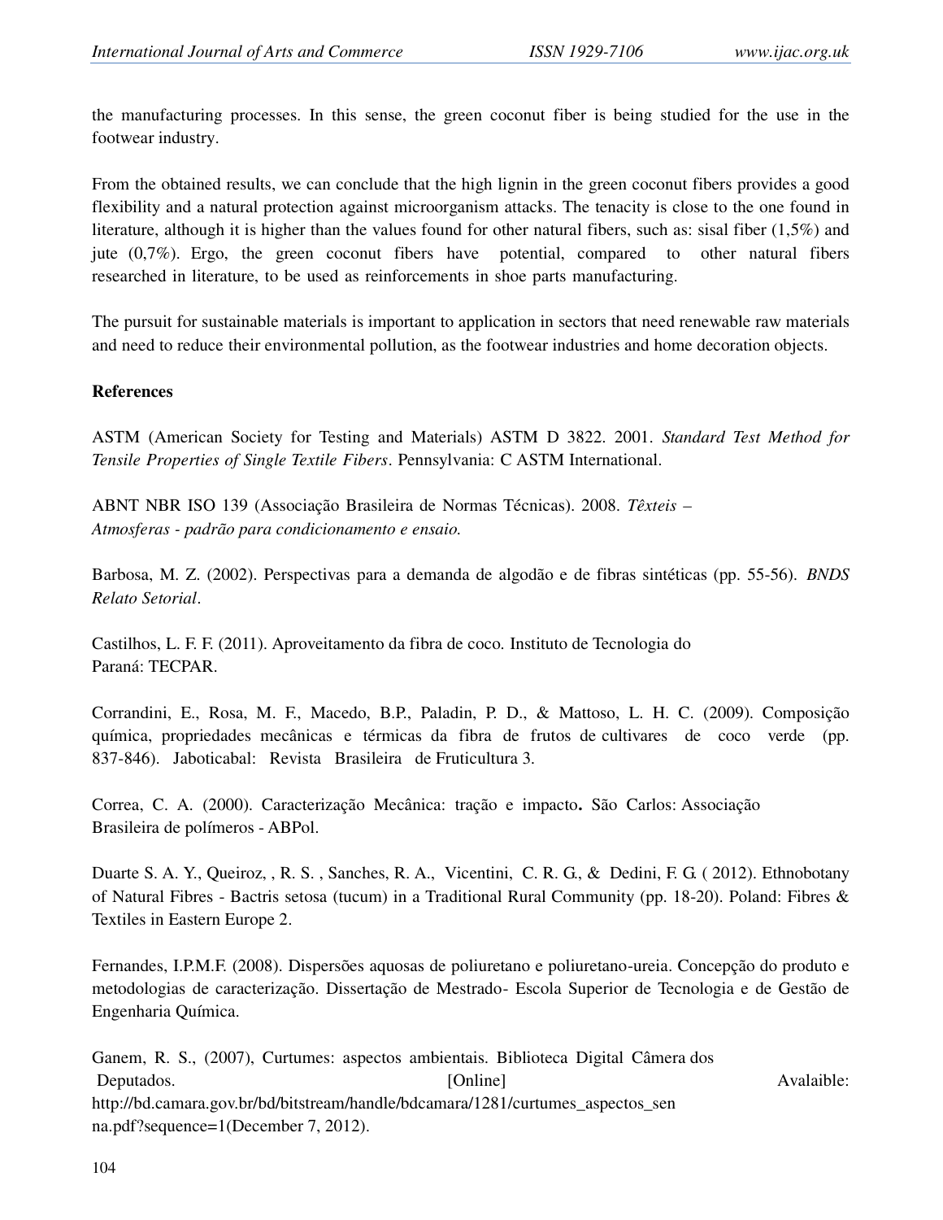the manufacturing processes. In this sense, the green coconut fiber is being studied for the use in the footwear industry.

From the obtained results, we can conclude that the high lignin in the green coconut fibers provides a good flexibility and a natural protection against microorganism attacks. The tenacity is close to the one found in literature, although it is higher than the values found for other natural fibers, such as: sisal fiber (1,5%) and jute (0,7%). Ergo, the green coconut fibers have potential, compared to other natural fibers researched in literature, to be used as reinforcements in shoe parts manufacturing.

The pursuit for sustainable materials is important to application in sectors that need renewable raw materials and need to reduce their environmental pollution, as the footwear industries and home decoration objects.

**References**

ASTM (American Society for Testing and Materials) ASTM D 3822. 2001. *Standard Test Method for Tensile Properties of Single Textile Fibers*. Pennsylvania: C ASTM International.

ABNT NBR ISO 139 (Associação Brasileira de Normas Técnicas). 2008. *Têxteis – Atmosferas - padrão para condicionamento e ensaio.*

Barbosa, M. Z. (2002). Perspectivas para a demanda de algodão e de fibras sintéticas (pp. 55-56). *BNDS Relato Setorial*.

Castilhos, L. F. F. (2011). Aproveitamento da fibra de coco. Instituto de Tecnologia do Paraná: TECPAR.

Corrandini, E., Rosa, M. F., Macedo, B.P., Paladin, P. D., & Mattoso, L. H. C. (2009). Composição química, propriedades mecânicas e térmicas da fibra de frutos de cultivares de coco verde (pp. 837-846). Jaboticabal: Revista Brasileira de Fruticultura 3.

Correa, C. A. (2000). Caracterização Mecânica: tração e impacto**.** São Carlos: Associação Brasileira de polímeros - ABPol.

Duarte S. A. Y., Queiroz, , R. S. , Sanches, R. A., Vicentini, C. R. G., & Dedini, F. G. ( 2012). Ethnobotany of Natural Fibres - Bactris setosa (tucum) in a Traditional Rural Community (pp. 18-20). Poland: Fibres & Textiles in Eastern Europe 2.

Fernandes, I.P.M.F. (2008). Dispersões aquosas de poliuretano e poliuretano-ureia. Concepção do produto e metodologias de caracterização. Dissertação de Mestrado- Escola Superior de Tecnologia e de Gestão de Engenharia Química.

Ganem, R. S., (2007), Curtumes: aspectos ambientais. Biblioteca Digital Câmera dos Deputados. [Online] Avalaible: http://bd.camara.gov.br/bd/bitstream/handle/bdcamara/1281/curtumes_aspectos_senna.pdf?sequence=1(December 7, 2012).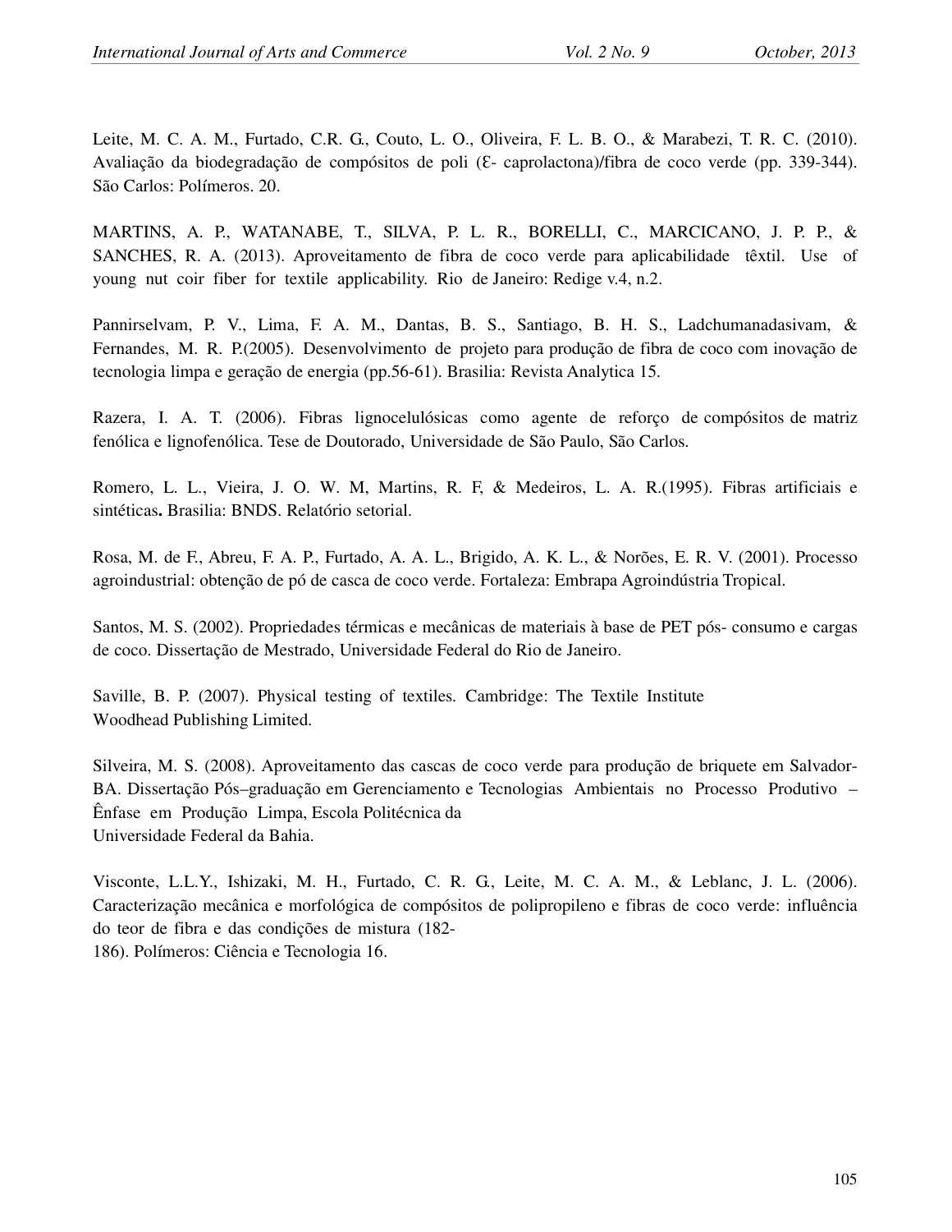Leite, M. C. A. M., Furtado, C.R. G., Couto, L. O., Oliveira, F. L. B. O., & Marabezi, T. R. C. (2010). Avaliação da biodegradação de compósitos de poli (Ɛ- caprolactona)/fibra de coco verde (pp. 339-344). São Carlos: Polímeros. 20.

MARTINS, A. P., WATANABE, T., SILVA, P. L. R., BORELLI, C., MARCICANO, J. P. P., & SANCHES, R. A. (2013). Aproveitamento de fibra de coco verde para aplicabilidade têxtil. Use of young nut coir fiber for textile applicability. Rio de Janeiro: Redige v.4, n.2.

Pannirselvam, P. V., Lima, F. A. M., Dantas, B. S., Santiago, B. H. S., Ladchumanadasivam, & Fernandes, M. R. P.(2005). Desenvolvimento de projeto para produção de fibra de coco com inovação de tecnologia limpa e geração de energia (pp.56-61). Brasilia: Revista Analytica 15.

Razera, I. A. T. (2006). Fibras lignocelulósicas como agente de reforço de compósitos de matriz fenólica e lignofenólica. Tese de Doutorado, Universidade de São Paulo, São Carlos.

Romero, L. L., Vieira, J. O. W. M, Martins, R. F, & Medeiros, L. A. R.(1995). Fibras artificiais e sintéticas**.** Brasilia: BNDS. Relatório setorial.

Rosa, M. de F., Abreu, F. A. P., Furtado, A. A. L., Brigido, A. K. L., & Norões, E. R. V. (2001). Processo agroindustrial: obtenção de pó de casca de coco verde. Fortaleza: Embrapa Agroindústria Tropical.

Santos, M. S. (2002). Propriedades térmicas e mecânicas de materiais à base de PET pós- consumo e cargas de coco. Dissertação de Mestrado, Universidade Federal do Rio de Janeiro.

Saville, B. P. (2007). Physical testing of textiles. Cambridge: The Textile Institute Woodhead Publishing Limited.

Silveira, M. S. (2008). Aproveitamento das cascas de coco verde para produção de briquete em Salvador-BA. Dissertação Pós–graduação em Gerenciamento e Tecnologias Ambientais no Processo Produtivo – Ênfase em Produção Limpa, Escola Politécnica da Universidade Federal da Bahia.

Visconte, L.L.Y., Ishizaki, M. H., Furtado, C. R. G., Leite, M. C. A. M., & Leblanc, J. L. (2006). Caracterização mecânica e morfológica de compósitos de polipropileno e fibras de coco verde: influência do teor de fibra e das condições de mistura (182-186). Polímeros: Ciência e Tecnologia 16.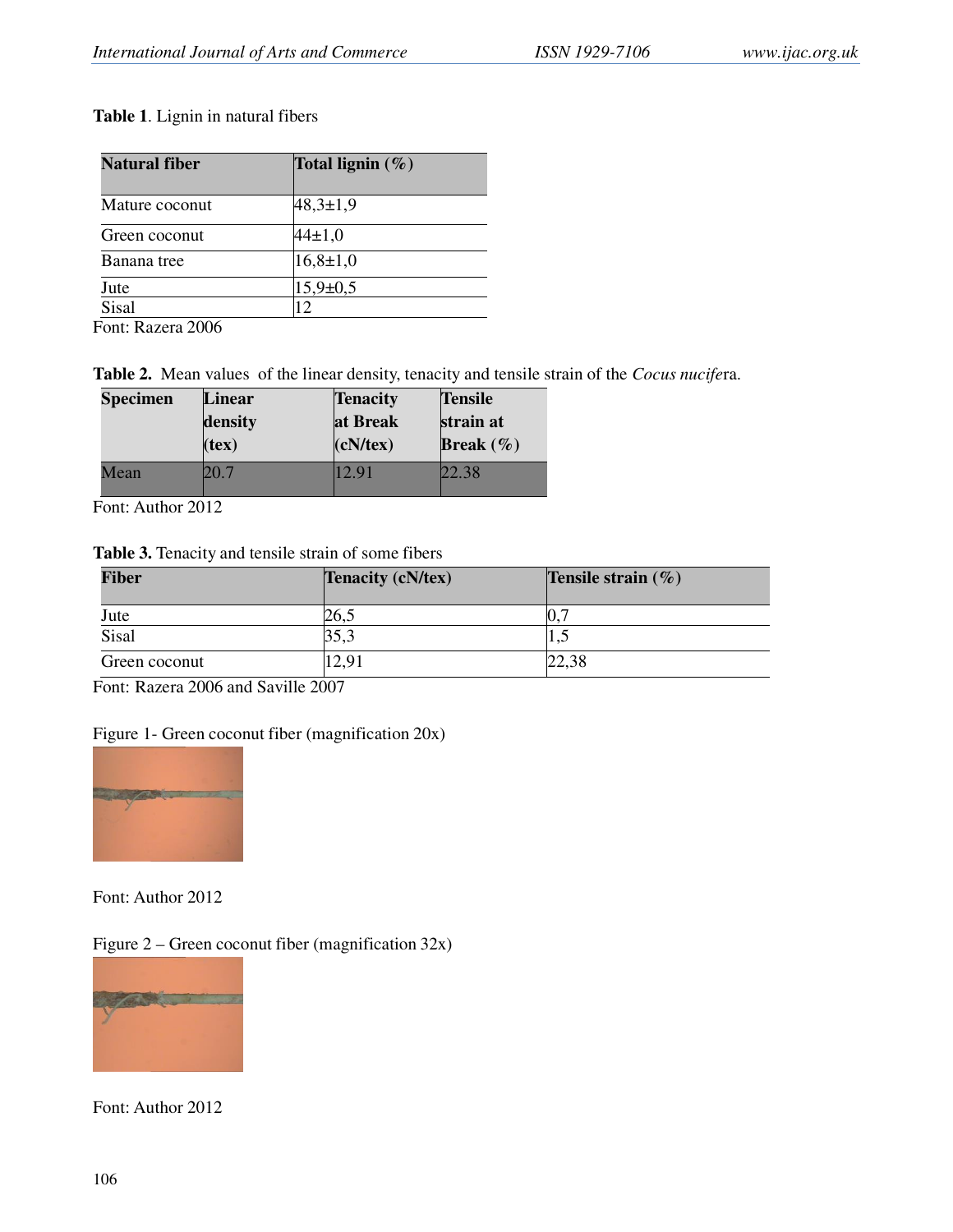**Table 1**. Lignin in natural fibers

| Natural fiber | Total lignin (%) |
|---|---|
| Mature coconut | 48,3±1,9 |
| Green coconut | 44±1,0 |
| Banana tree | 16,8±1,0 |
| Jute | 15,9±0,5 |
| Sisal | 12 |

Font: Razera 2006

**Table 2.** Mean values of the linear density, tenacity and tensile strain of the *Cocus nucife*ra.

| Specimen | Linear density (tex) | Tenacity at Break (cN/tex) | Tensile strain at Break (%) |
|---|---|---|---|
| Mean | 20.7 | 12.91 | 22.38 |

Font: Author 2012

**Table 3.** Tenacity and tensile strain of some fibers

| Fiber | Tenacity (cN/tex) | Tensile strain (%) |
|---|---|---|
| Jute | 26,5 | 0,7 |
| Sisal | 35,3 | 1,5 |
| Green coconut | 12,91 | 22,38 |

Font: Razera 2006 and Saville 2007

Figure 1- Green coconut fiber (magnification 20x)

Font: Author 2012

Figure 2 – Green coconut fiber (magnification 32x)

Font: Author 2012